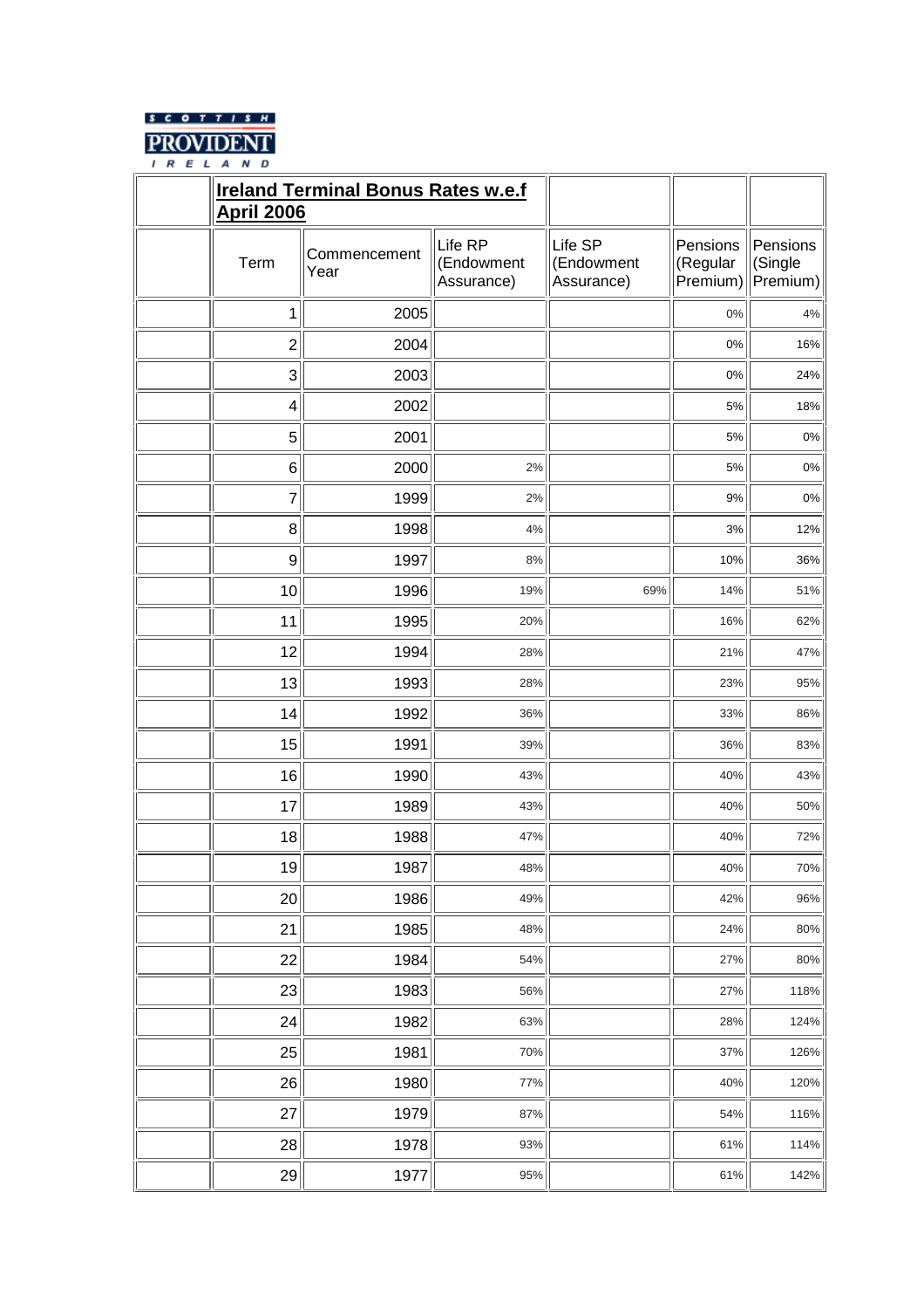SCOTTISH PROVIDENT IRELAND

| | Ireland Terminal Bonus Rates w.e.f April 2006 | | | | | |
|---|---|---|---|---|---|---|
| | Term | Commencement Year | Life RP (Endowment Assurance) | Life SP (Endowment Assurance) | Pensions (Regular Premium) | Pensions (Single Premium) |
| | 1 | 2005 | | | 0% | 4% |
| | 2 | 2004 | | | 0% | 16% |
| | 3 | 2003 | | | 0% | 24% |
| | 4 | 2002 | | | 5% | 18% |
| | 5 | 2001 | | | 5% | 0% |
| | 6 | 2000 | 2% | | 5% | 0% |
| | 7 | 1999 | 2% | | 9% | 0% |
| | 8 | 1998 | 4% | | 3% | 12% |
| | 9 | 1997 | 8% | | 10% | 36% |
| | 10 | 1996 | 19% | 69% | 14% | 51% |
| | 11 | 1995 | 20% | | 16% | 62% |
| | 12 | 1994 | 28% | | 21% | 47% |
| | 13 | 1993 | 28% | | 23% | 95% |
| | 14 | 1992 | 36% | | 33% | 86% |
| | 15 | 1991 | 39% | | 36% | 83% |
| | 16 | 1990 | 43% | | 40% | 43% |
| | 17 | 1989 | 43% | | 40% | 50% |
| | 18 | 1988 | 47% | | 40% | 72% |
| | 19 | 1987 | 48% | | 40% | 70% |
| | 20 | 1986 | 49% | | 42% | 96% |
| | 21 | 1985 | 48% | | 24% | 80% |
| | 22 | 1984 | 54% | | 27% | 80% |
| | 23 | 1983 | 56% | | 27% | 118% |
| | 24 | 1982 | 63% | | 28% | 124% |
| | 25 | 1981 | 70% | | 37% | 126% |
| | 26 | 1980 | 77% | | 40% | 120% |
| | 27 | 1979 | 87% | | 54% | 116% |
| | 28 | 1978 | 93% | | 61% | 114% |
| | 29 | 1977 | 95% | | 61% | 142% |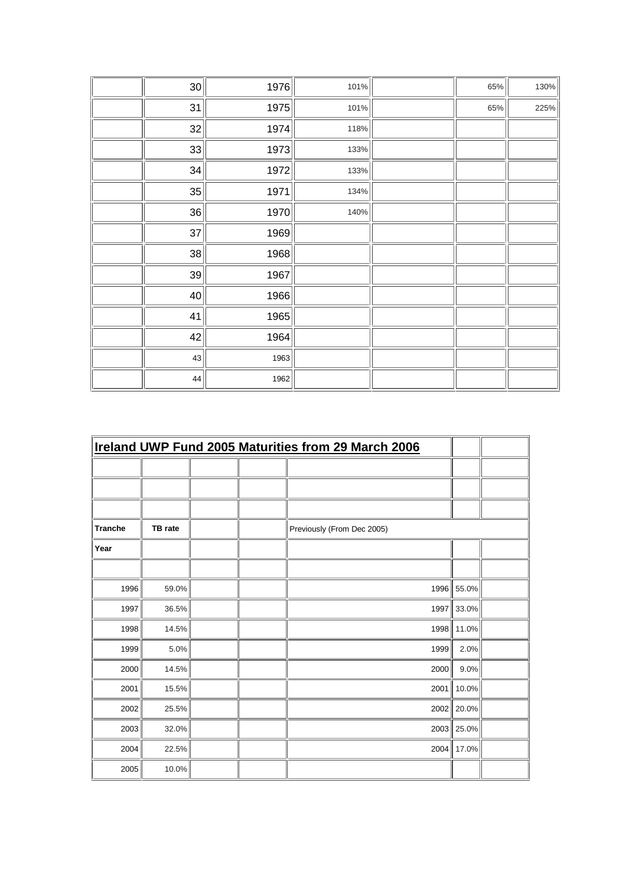| | | | | | | |
|---|---|---|---|---|---|---|
| | 30 | 1976 | 101% | | 65% | 130% |
| | 31 | 1975 | 101% | | 65% | 225% |
| | 32 | 1974 | 118% | | | |
| | 33 | 1973 | 133% | | | |
| | 34 | 1972 | 133% | | | |
| | 35 | 1971 | 134% | | | |
| | 36 | 1970 | 140% | | | |
| | 37 | 1969 | | | | |
| | 38 | 1968 | | | | |
| | 39 | 1967 | | | | |
| | 40 | 1966 | | | | |
| | 41 | 1965 | | | | |
| | 42 | 1964 | | | | |
| | 43 | 1963 | | | | |
| | 44 | 1962 | | | | |

| **Ireland UWP Fund 2005 Maturities from 29 March 2006** | | | | | | |
|---|---|---|---|---|---|---|
| | | | | | | |
| | | | | | | |
| | | | | | | |
| **Tranche** | **TB rate** | | | Previously (From Dec 2005) | | |
| **Year** | | | | | | |
| | | | | | | |
| 1996 | 59.0% | | | 1996 | 55.0% | |
| 1997 | 36.5% | | | 1997 | 33.0% | |
| 1998 | 14.5% | | | 1998 | 11.0% | |
| 1999 | 5.0% | | | 1999 | 2.0% | |
| 2000 | 14.5% | | | 2000 | 9.0% | |
| 2001 | 15.5% | | | 2001 | 10.0% | |
| 2002 | 25.5% | | | 2002 | 20.0% | |
| 2003 | 32.0% | | | 2003 | 25.0% | |
| 2004 | 22.5% | | | 2004 | 17.0% | |
| 2005 | 10.0% | | | | | |